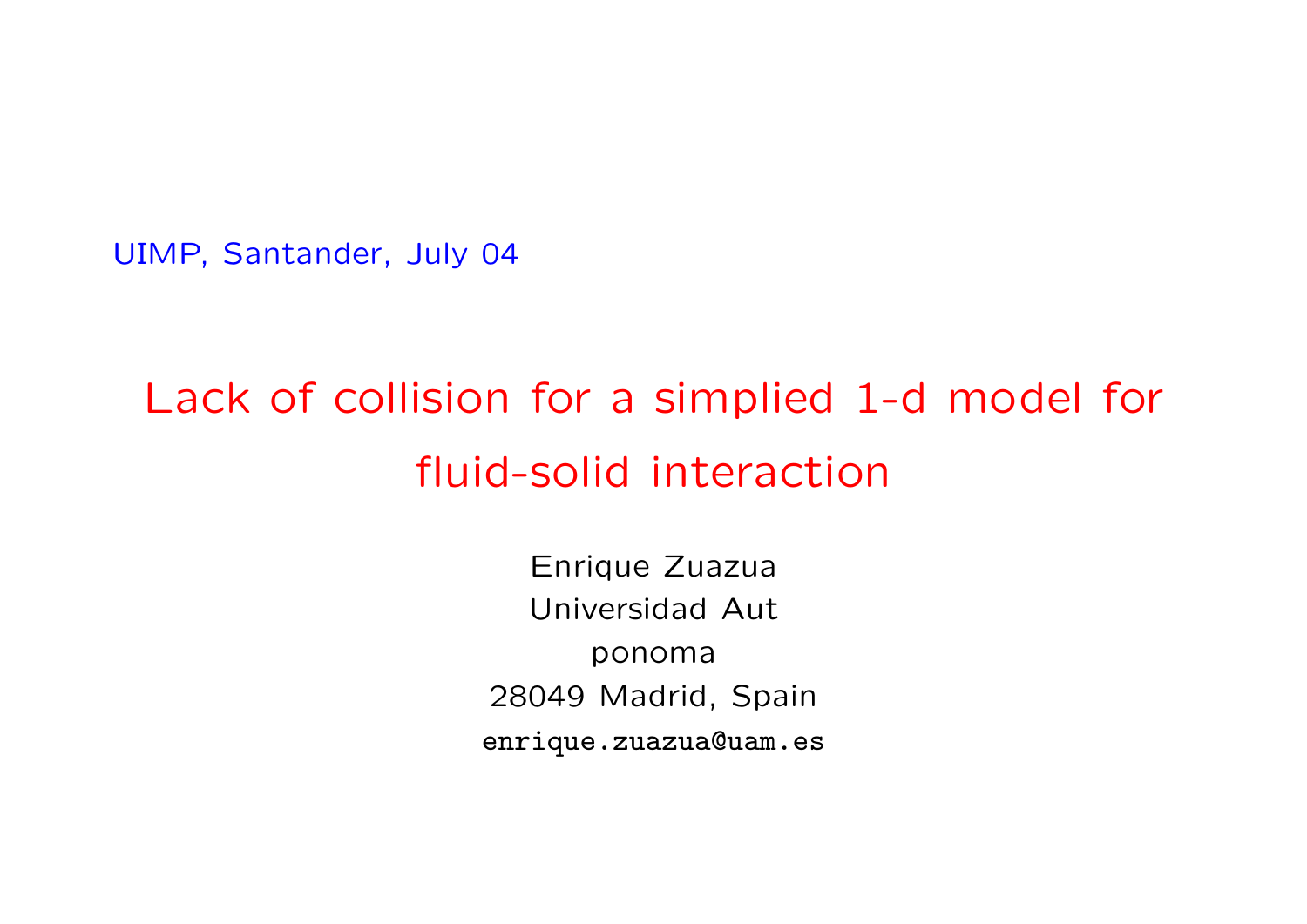UIMP, Santander, July 04

# Lack of collision for a simplied 1-d model for fluid-solid interaction

Enrique Zuazua
Universidad Aut
ponoma
28049 Madrid, Spain
enrique.zuazua@uam.es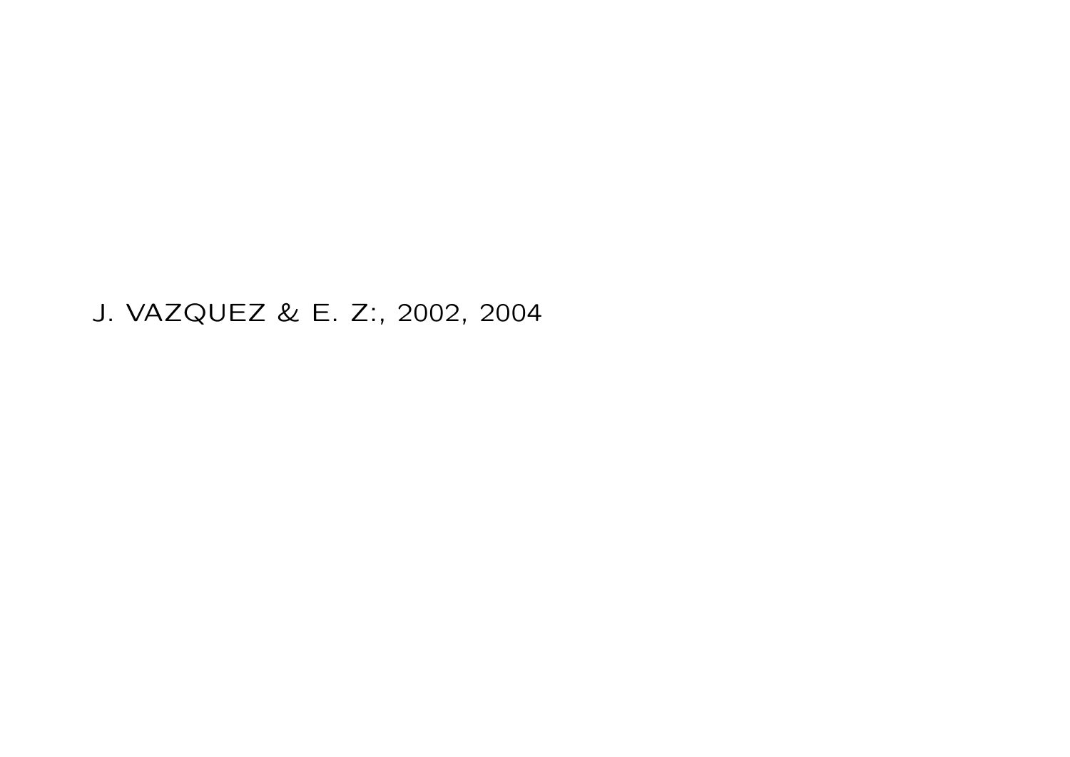J. VAZQUEZ & E. Z:, 2002, 2004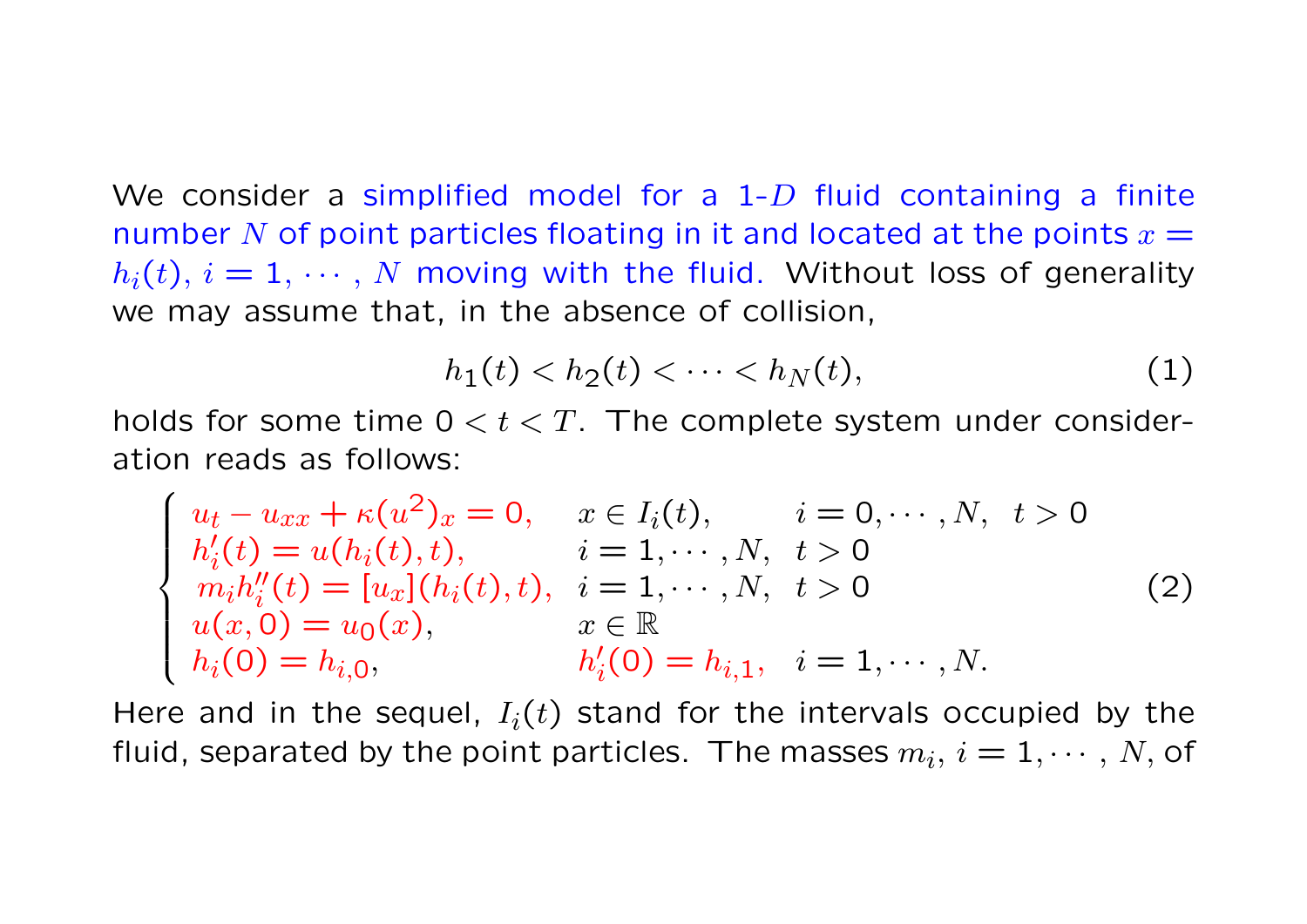We consider a simplified model for a 1-$D$ fluid containing a finite number $N$ of point particles floating in it and located at the points $x = h_i(t)$, $i = 1, \cdots, N$ moving with the fluid. Without loss of generality we may assume that, in the absence of collision,

$$h_1(t) < h_2(t) < \cdots < h_N(t), \tag{1}$$

holds for some time $0 < t < T$. The complete system under consideration reads as follows:

$$\begin{cases} u_t - u_{xx} + \kappa(u^2)_x = 0, & x \in I_i(t), \quad i = 0, \cdots, N, \quad t > 0 \\ h_i'(t) = u(h_i(t), t), & i = 1, \cdots, N, \quad t > 0 \\ m_i h_i''(t) = [u_x](h_i(t), t), & i = 1, \cdots, N, \quad t > 0 \\ u(x, 0) = u_0(x), & x \in \mathbb{R} \\ h_i(0) = h_{i,0}, & h_i'(0) = h_{i,1}, \quad i = 1, \cdots, N. \end{cases} \tag{2}$$

Here and in the sequel, $I_i(t)$ stand for the intervals occupied by the fluid, separated by the point particles. The masses $m_i$, $i = 1, \cdots, N$, of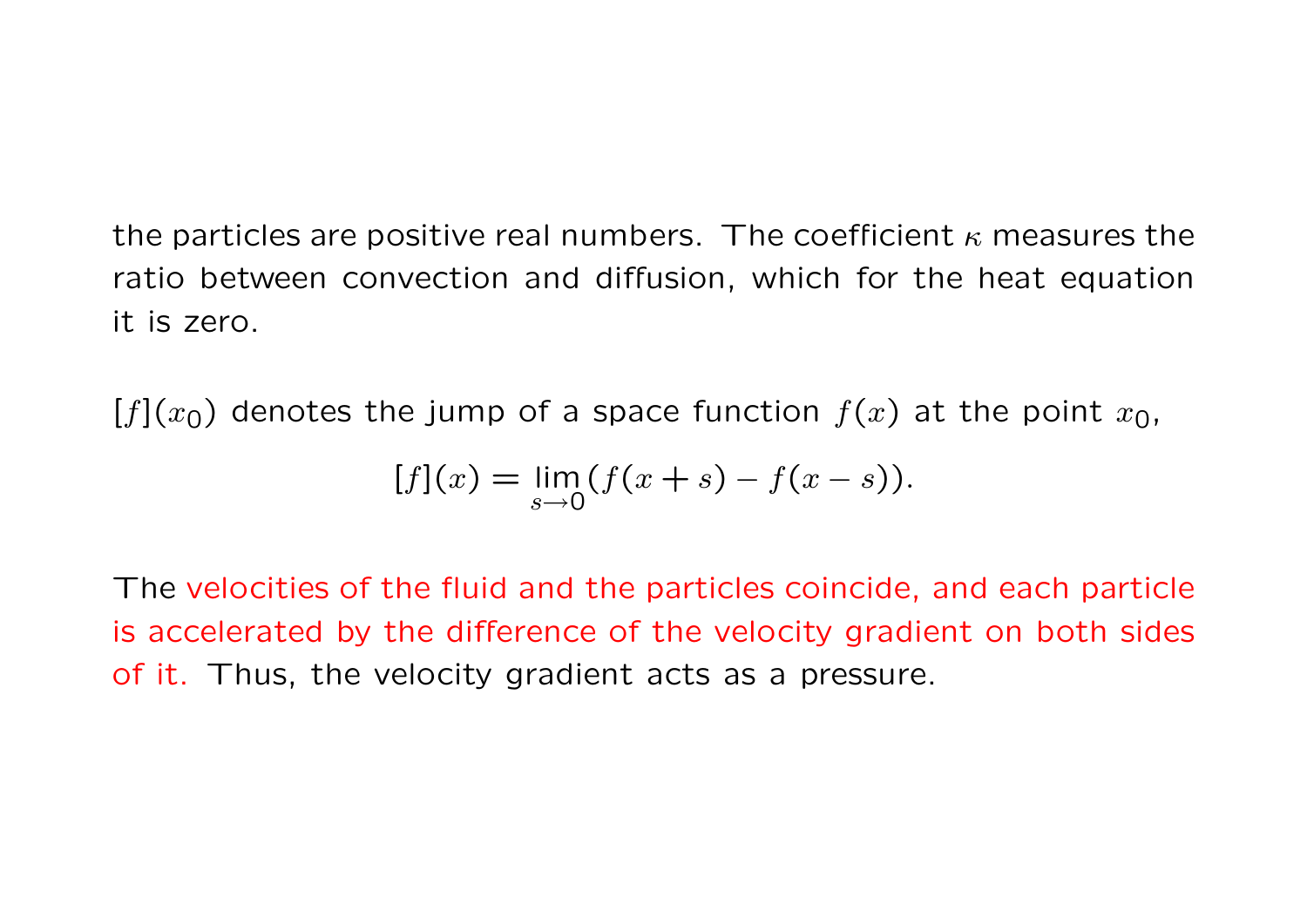the particles are positive real numbers. The coefficient $\kappa$ measures the ratio between convection and diffusion, which for the heat equation it is zero.

$[f](x_0)$ denotes the jump of a space function $f(x)$ at the point $x_0$,

$$[f](x) = \lim_{s \to 0} (f(x+s) - f(x-s)).$$

The velocities of the fluid and the particles coincide, and each particle is accelerated by the difference of the velocity gradient on both sides of it. Thus, the velocity gradient acts as a pressure.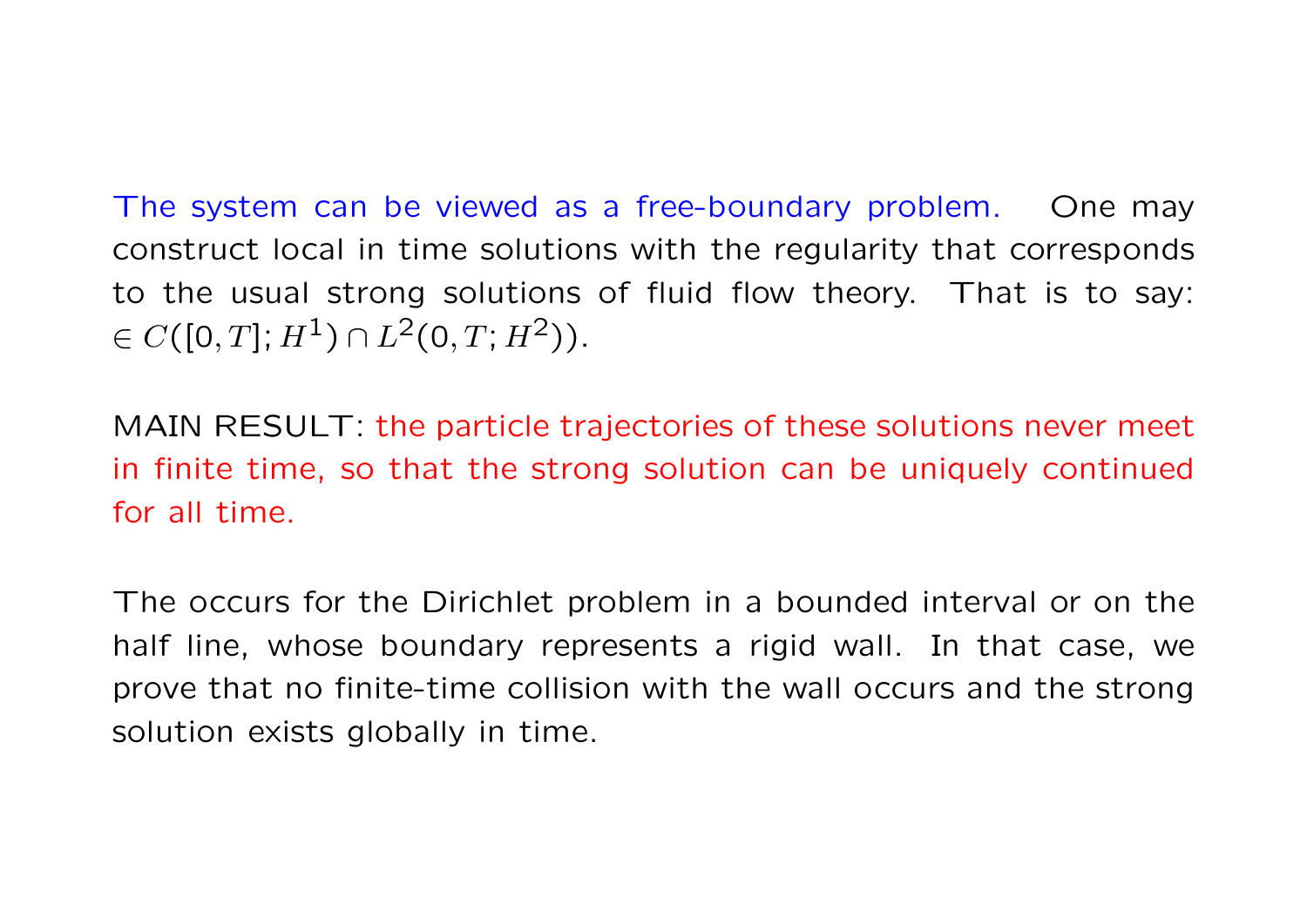The system can be viewed as a free-boundary problem. One may construct local in time solutions with the regularity that corresponds to the usual strong solutions of fluid flow theory. That is to say: $\in C([0,T];H^1) \cap L^2(0,T;H^2))$.

MAIN RESULT: the particle trajectories of these solutions never meet in finite time, so that the strong solution can be uniquely continued for all time.

The occurs for the Dirichlet problem in a bounded interval or on the half line, whose boundary represents a rigid wall. In that case, we prove that no finite-time collision with the wall occurs and the strong solution exists globally in time.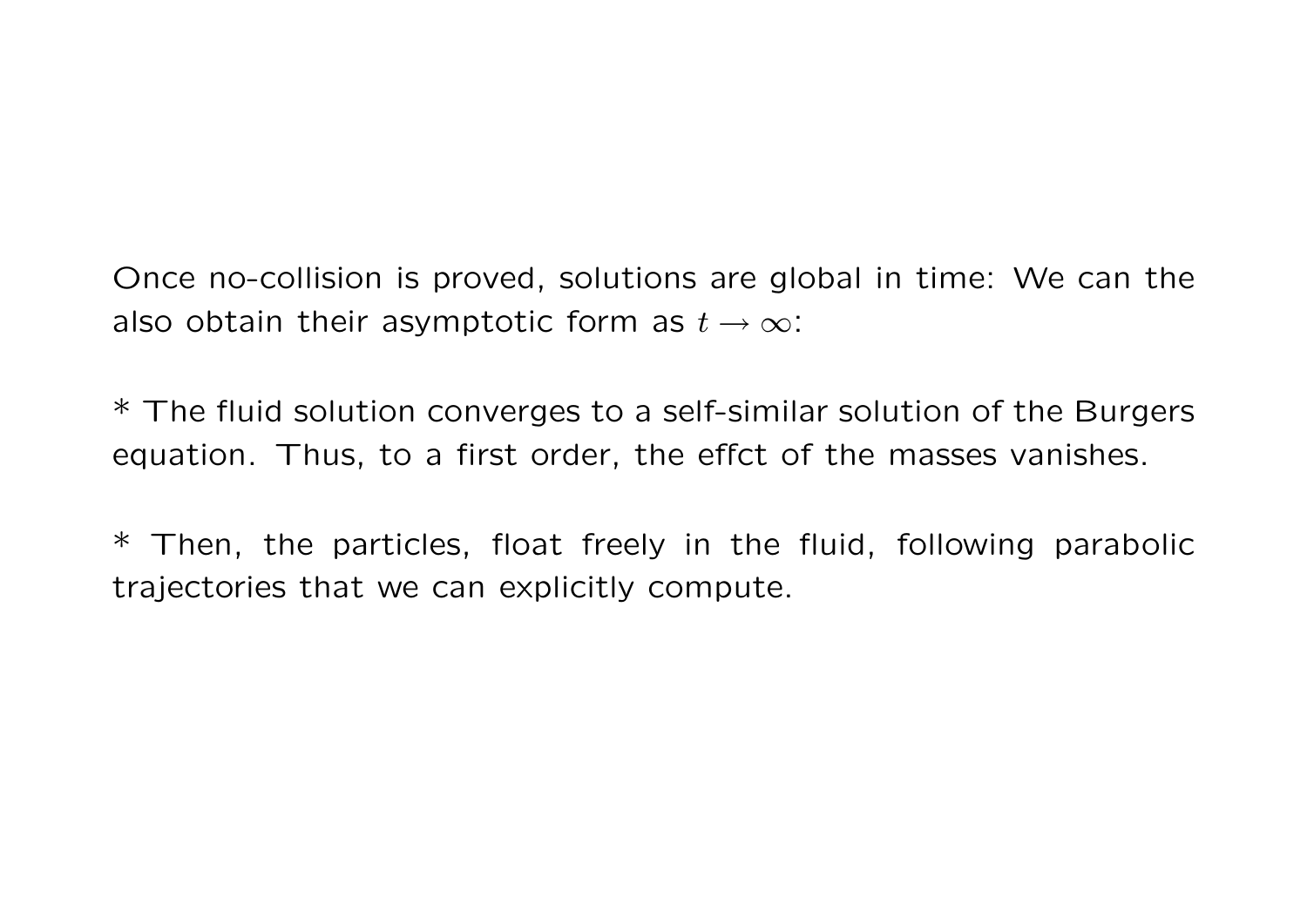Once no-collision is proved, solutions are global in time: We can the also obtain their asymptotic form as $t \to \infty$:

* The fluid solution converges to a self-similar solution of the Burgers equation. Thus, to a first order, the effct of the masses vanishes.

* Then, the particles, float freely in the fluid, following parabolic trajectories that we can explicitly compute.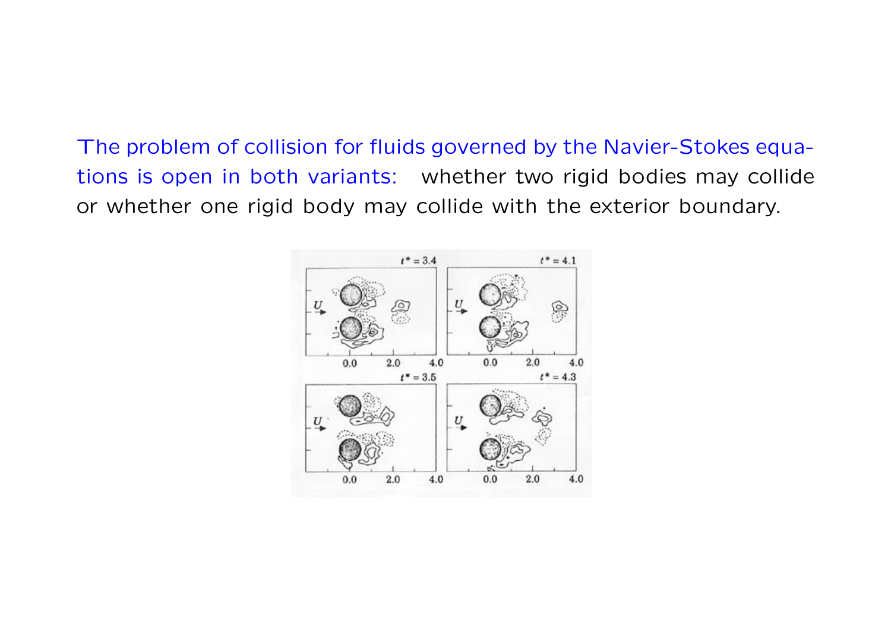The problem of collision for fluids governed by the Navier-Stokes equations is open in both variants: whether two rigid bodies may collide or whether one rigid body may collide with the exterior boundary.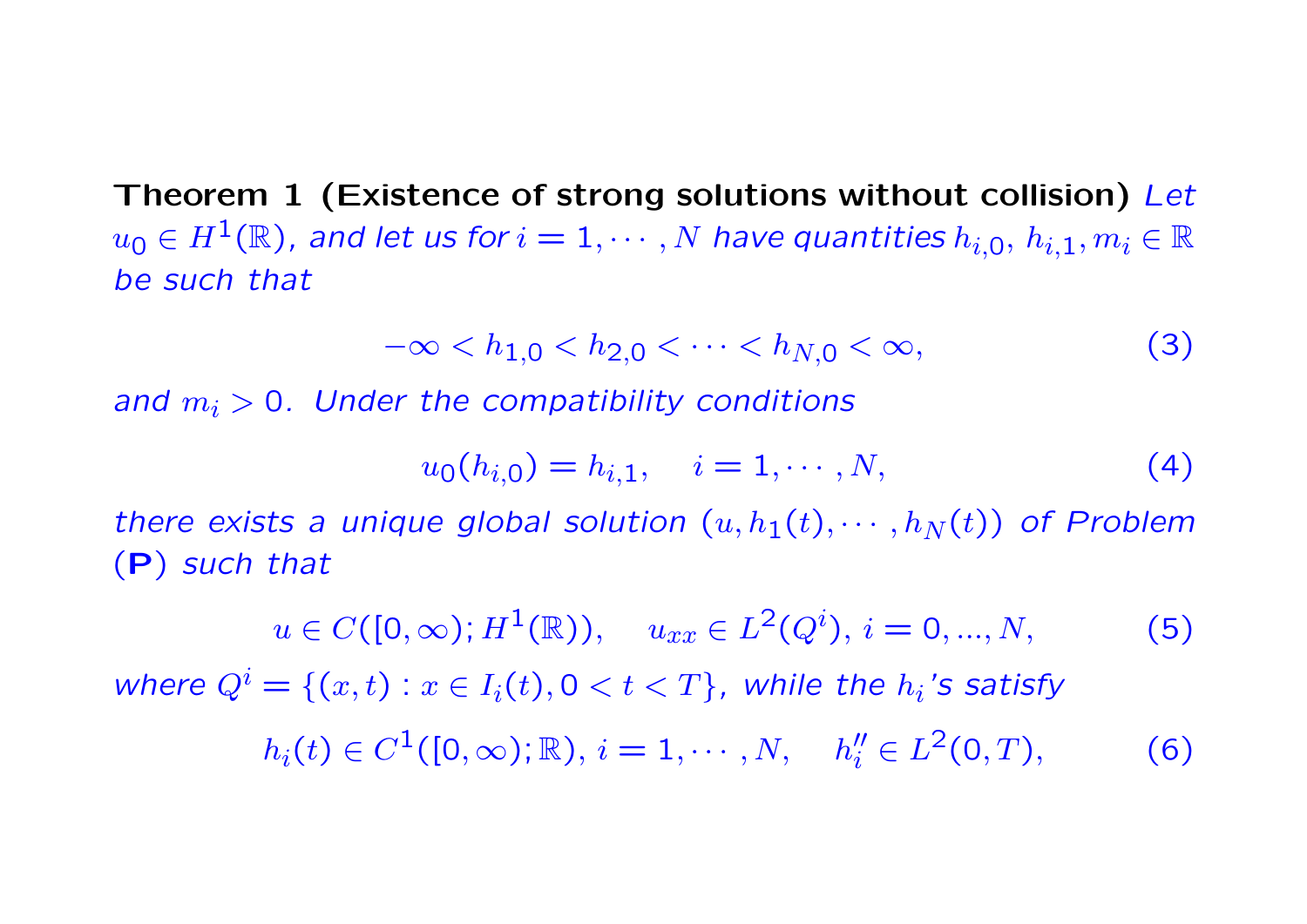**Theorem 1 (Existence of strong solutions without collision)** *Let $u_0 \in H^1(\mathbb{R})$, and let us for $i = 1, \cdots, N$ have quantities $h_{i,0}$, $h_{i,1}, m_i \in \mathbb{R}$ be such that*

$$-\infty < h_{1,0} < h_{2,0} < \cdots < h_{N,0} < \infty, \tag{3}$$

*and $m_i > 0$. Under the compatibility conditions*

$$u_0(h_{i,0}) = h_{i,1}, \quad i = 1, \cdots, N, \tag{4}$$

*there exists a unique global solution $(u, h_1(t), \cdots, h_N(t))$ of Problem (**P**) such that*

$$u \in C([0, \infty); H^1(\mathbb{R})), \quad u_{xx} \in L^2(Q^i), \, i = 0, ..., N, \tag{5}$$

*where $Q^i = \{(x, t) : x \in I_i(t), 0 < t < T\}$, while the $h_i$'s satisfy*

$$h_i(t) \in C^1([0, \infty); \mathbb{R}), \, i = 1, \cdots, N, \quad h_i'' \in L^2(0, T), \tag{6}$$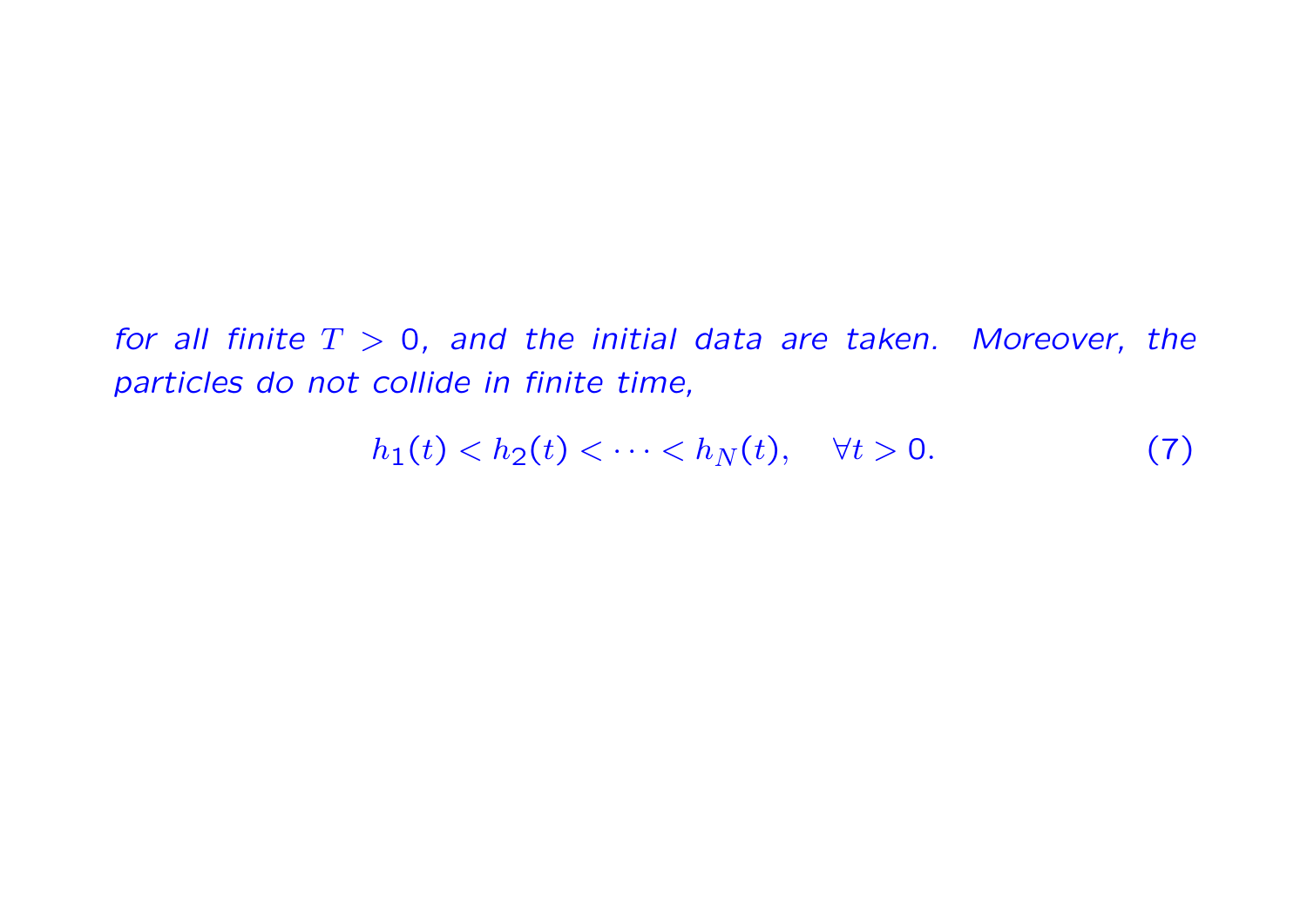*for all finite $T > 0$, and the initial data are taken. Moreover, the particles do not collide in finite time,*

$$h_1(t) < h_2(t) < \cdots < h_N(t), \quad \forall t > 0. \tag{7}$$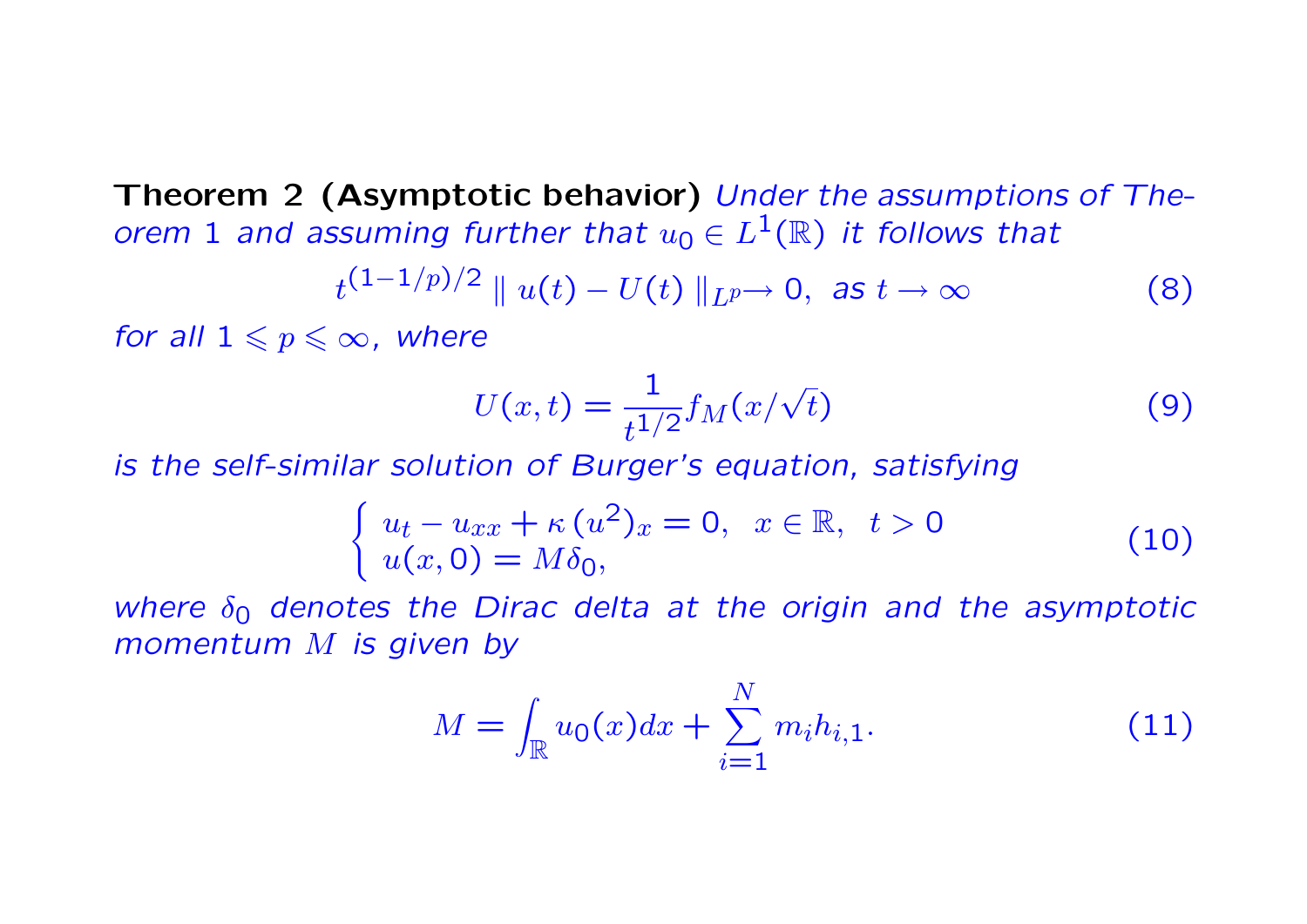**Theorem 2 (Asymptotic behavior)** *Under the assumptions of Theorem 1 and assuming further that $u_0 \in L^1(\mathbb{R})$ it follows that*

$$t^{(1-1/p)/2} \parallel u(t) - U(t) \parallel_{L^p} \to 0, \text{ as } t \to \infty \tag{8}$$

*for all $1 \leqslant p \leqslant \infty$, where*

$$U(x,t) = \frac{1}{t^{1/2}} f_M(x/\sqrt{t}) \tag{9}$$

*is the self-similar solution of Burger's equation, satisfying*

$$\begin{cases} u_t - u_{xx} + \kappa\,(u^2)_x = 0, & x \in \mathbb{R}, \quad t > 0 \\ u(x,0) = M\delta_0, \end{cases} \tag{10}$$

*where $\delta_0$ denotes the Dirac delta at the origin and the asymptotic momentum $M$ is given by*

$$M = \int_{\mathbb{R}} u_0(x)dx + \sum_{i=1}^{N} m_i h_{i,1}. \tag{11}$$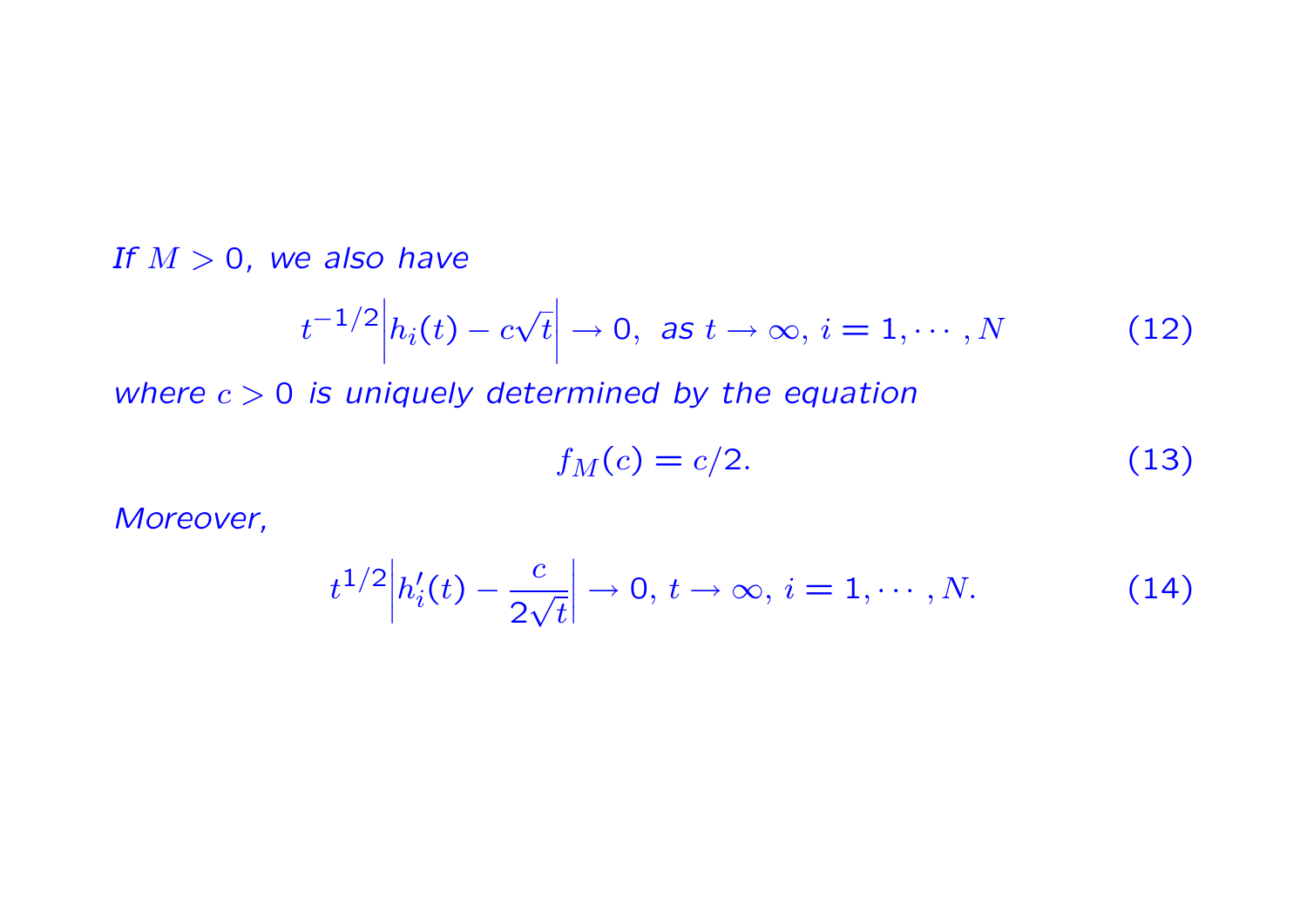*If $M > 0$, we also have*

$$t^{-1/2}\left|h_i(t) - c\sqrt{t}\right| \to 0, \text{ as } t \to \infty, i = 1, \cdots, N \tag{12}$$

*where $c > 0$ is uniquely determined by the equation*

$$f_M(c) = c/2. \tag{13}$$

*Moreover,*

$$t^{1/2}\left|h_i'(t) - \frac{c}{2\sqrt{t}}\right| \to 0, t \to \infty, i = 1, \cdots, N. \tag{14}$$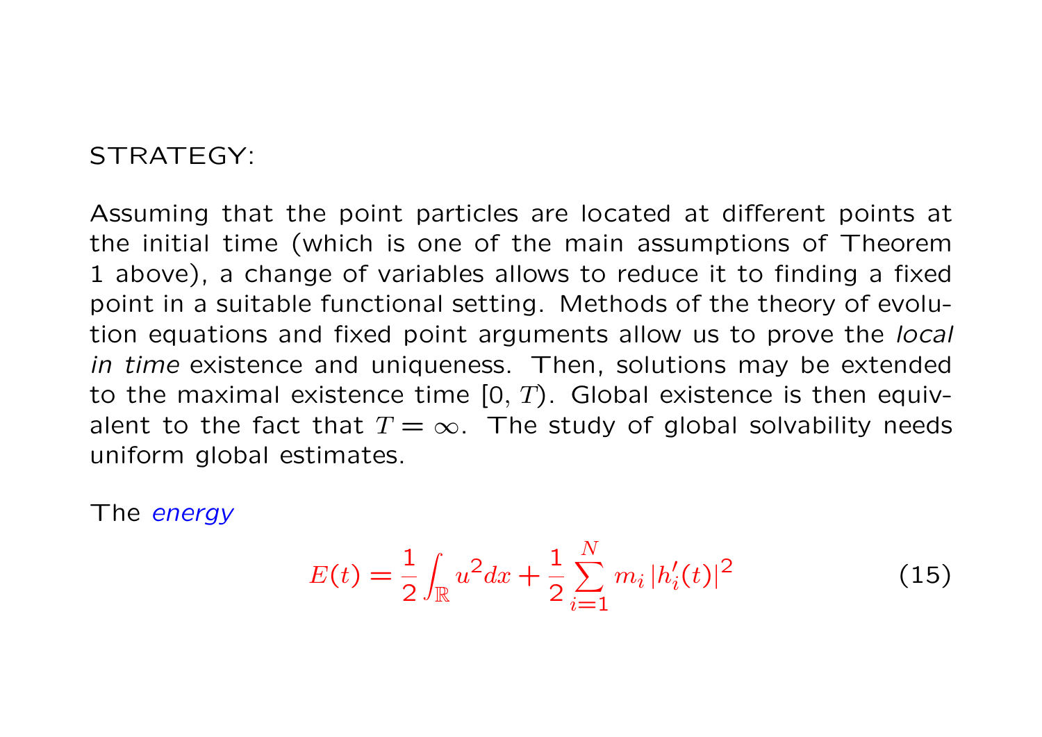STRATEGY:

Assuming that the point particles are located at different points at the initial time (which is one of the main assumptions of Theorem 1 above), a change of variables allows to reduce it to finding a fixed point in a suitable functional setting. Methods of the theory of evolution equations and fixed point arguments allow us to prove the *local in time* existence and uniqueness. Then, solutions may be extended to the maximal existence time $[0, T)$. Global existence is then equivalent to the fact that $T = \infty$. The study of global solvability needs uniform global estimates.

The *energy*

$$E(t) = \frac{1}{2} \int_{\mathbb{R}} u^2 dx + \frac{1}{2} \sum_{i=1}^{N} m_i \left| h_i'(t) \right|^2 \tag{15}$$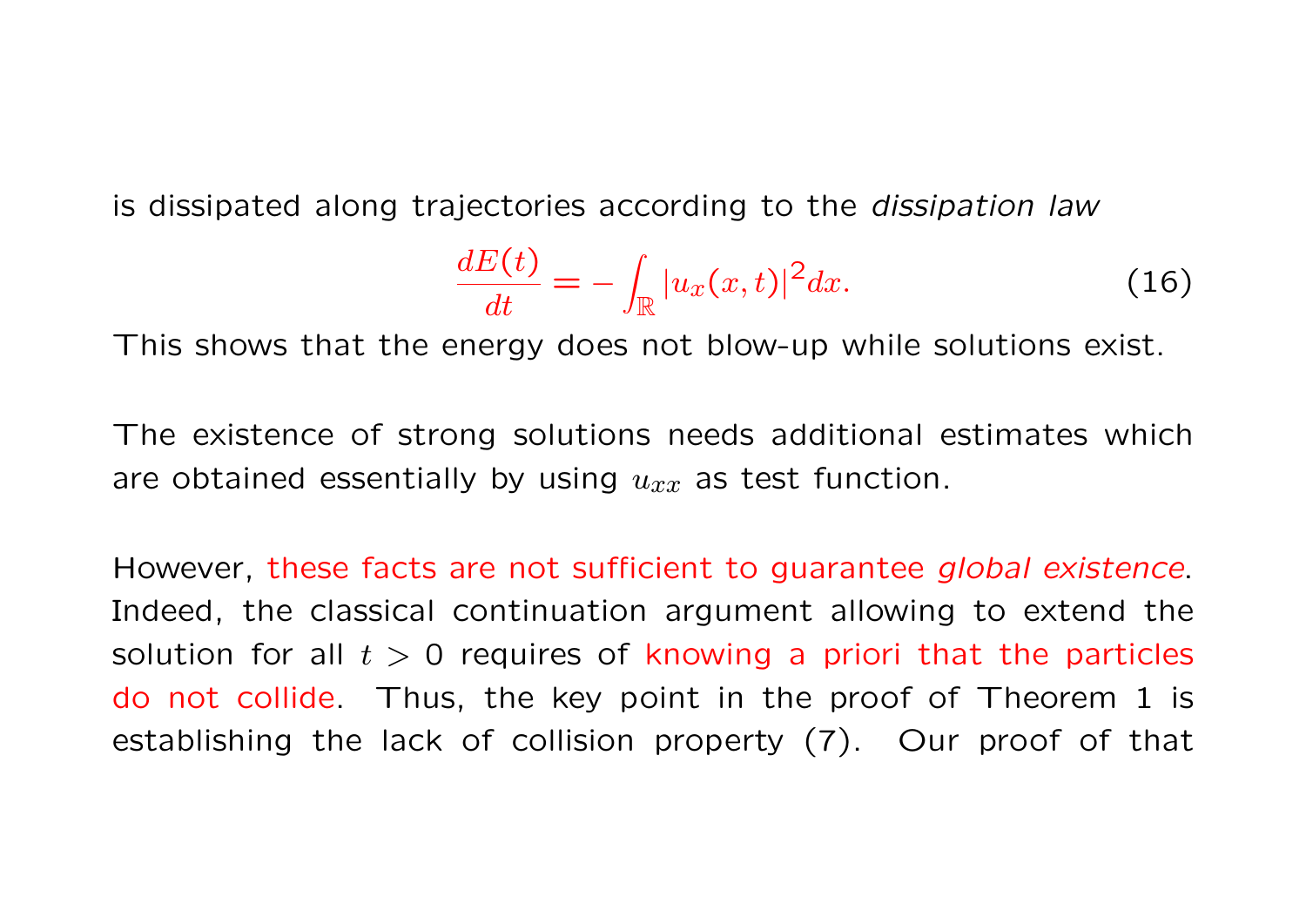is dissipated along trajectories according to the *dissipation law*

$$\frac{dE(t)}{dt} = -\int_{\mathbb{R}} |u_x(x,t)|^2 dx. \tag{16}$$

This shows that the energy does not blow-up while solutions exist.

The existence of strong solutions needs additional estimates which are obtained essentially by using $u_{xx}$ as test function.

However, these facts are not sufficient to guarantee *global existence*. Indeed, the classical continuation argument allowing to extend the solution for all $t > 0$ requires of knowing a priori that the particles do not collide. Thus, the key point in the proof of Theorem 1 is establishing the lack of collision property (7). Our proof of that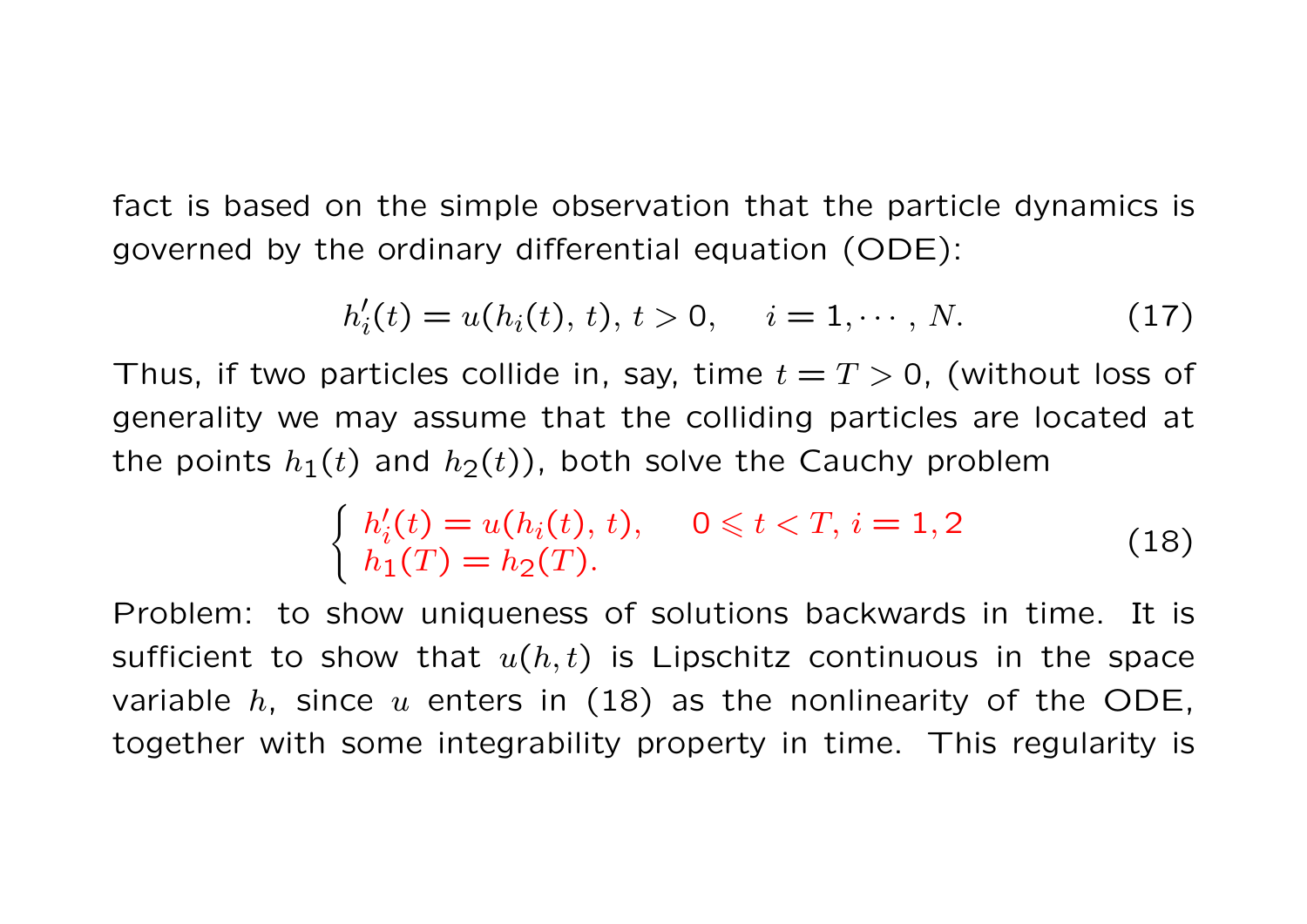fact is based on the simple observation that the particle dynamics is governed by the ordinary differential equation (ODE):

$$h_i'(t) = u(h_i(t), t), \, t > 0, \quad i = 1, \cdots, N. \tag{17}$$

Thus, if two particles collide in, say, time $t = T > 0$, (without loss of generality we may assume that the colliding particles are located at the points $h_1(t)$ and $h_2(t)$), both solve the Cauchy problem

$$\begin{cases} h_i'(t) = u(h_i(t), t), & 0 \leqslant t < T, \, i = 1, 2 \\ h_1(T) = h_2(T). \end{cases} \tag{18}$$

Problem: to show uniqueness of solutions backwards in time. It is sufficient to show that $u(h, t)$ is Lipschitz continuous in the space variable $h$, since $u$ enters in (18) as the nonlinearity of the ODE, together with some integrability property in time. This regularity is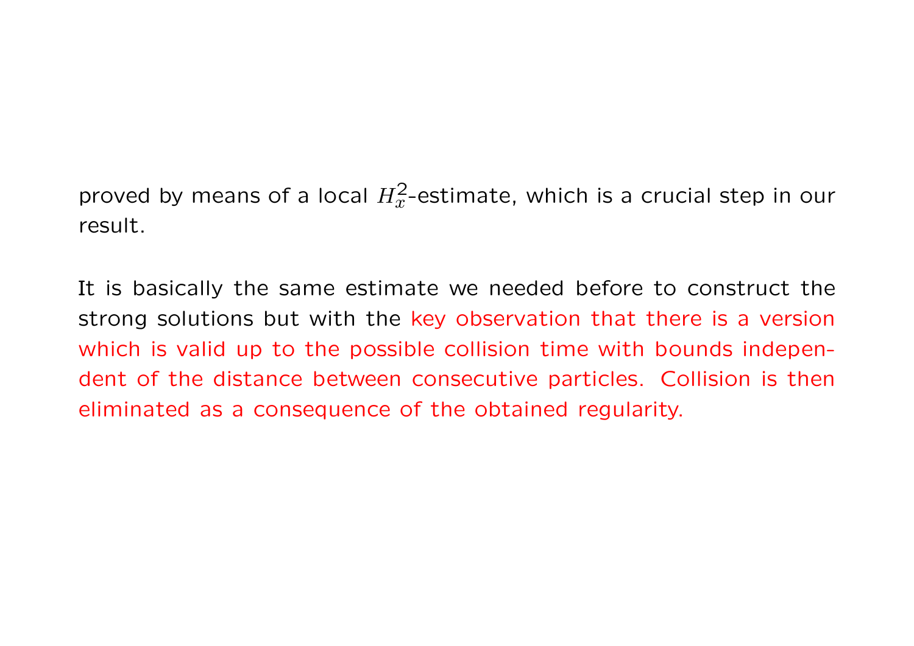proved by means of a local $H^2_x$-estimate, which is a crucial step in our result.

It is basically the same estimate we needed before to construct the strong solutions but with the key observation that there is a version which is valid up to the possible collision time with bounds independent of the distance between consecutive particles. Collision is then eliminated as a consequence of the obtained regularity.